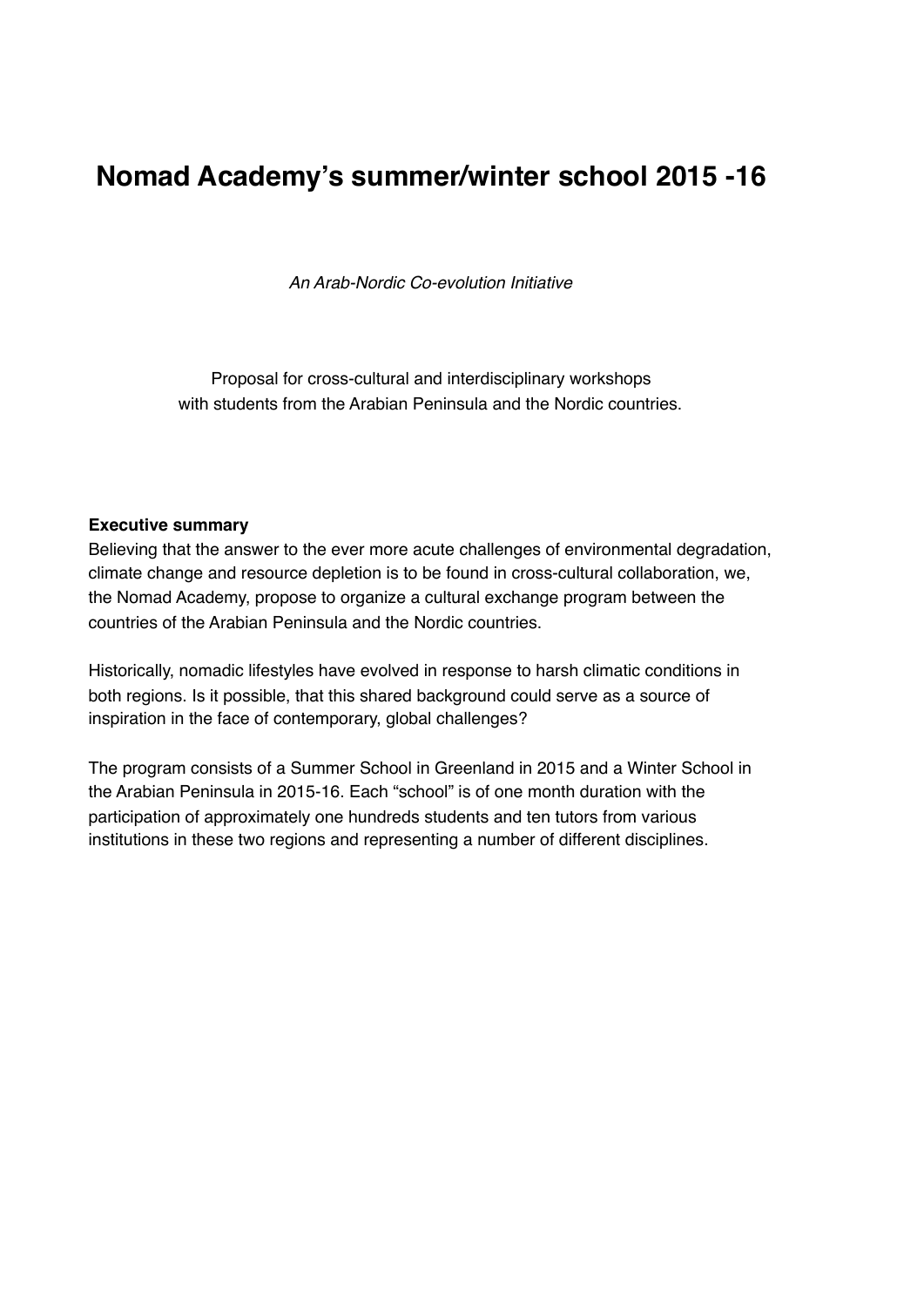# Nomad Academy's summer/winter school 2015 -16

*An Arab-Nordic Co-evolution Initiative*

Proposal for cross-cultural and interdisciplinary workshops
with students from the Arabian Peninsula and the Nordic countries.

**Executive summary**

Believing that the answer to the ever more acute challenges of environmental degradation, climate change and resource depletion is to be found in cross-cultural collaboration, we, the Nomad Academy, propose to organize a cultural exchange program between the countries of the Arabian Peninsula and the Nordic countries.

Historically, nomadic lifestyles have evolved in response to harsh climatic conditions in both regions. Is it possible, that this shared background could serve as a source of inspiration in the face of contemporary, global challenges?

The program consists of a Summer School in Greenland in 2015 and a Winter School in the Arabian Peninsula in 2015-16. Each "school" is of one month duration with the participation of approximately one hundreds students and ten tutors from various institutions in these two regions and representing a number of different disciplines.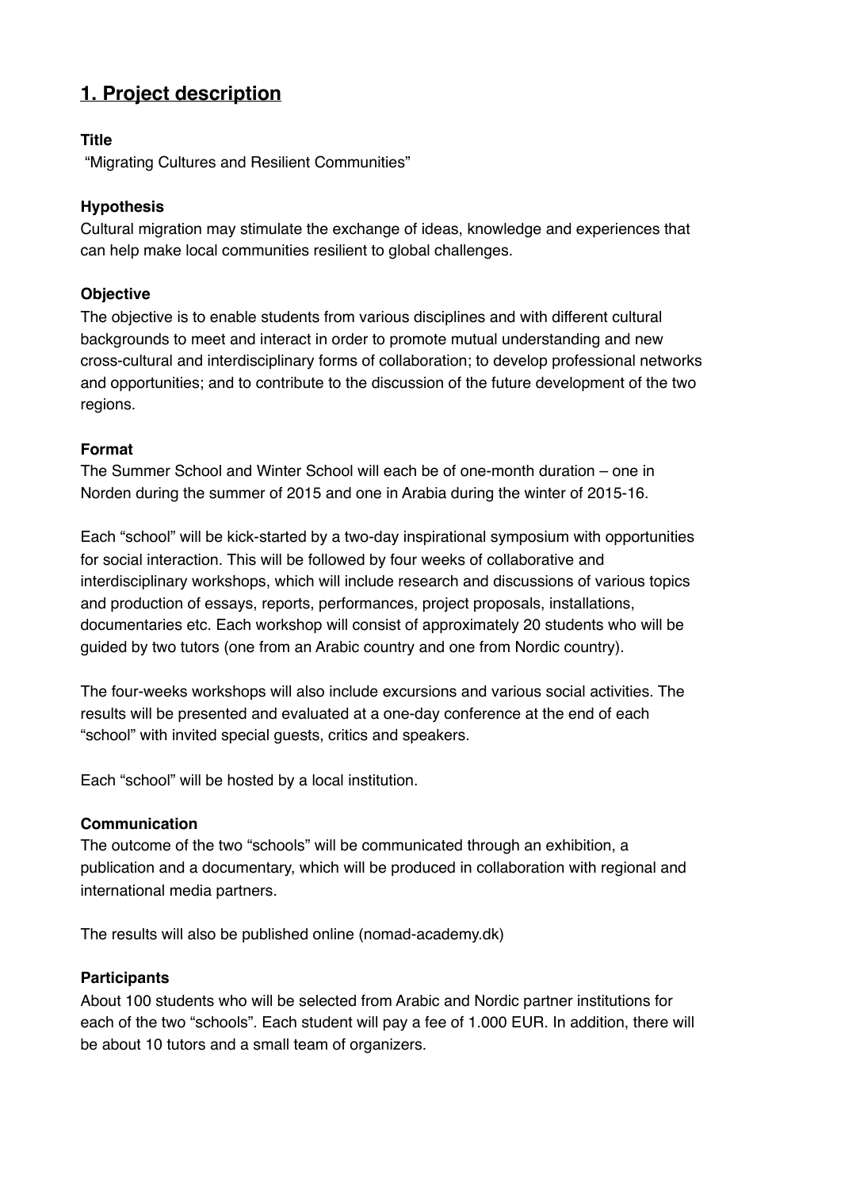## 1. Project description

**Title**

"Migrating Cultures and Resilient Communities"

**Hypothesis**

Cultural migration may stimulate the exchange of ideas, knowledge and experiences that can help make local communities resilient to global challenges.

**Objective**

The objective is to enable students from various disciplines and with different cultural backgrounds to meet and interact in order to promote mutual understanding and new cross-cultural and interdisciplinary forms of collaboration; to develop professional networks and opportunities; and to contribute to the discussion of the future development of the two regions.

**Format**

The Summer School and Winter School will each be of one-month duration – one in Norden during the summer of 2015 and one in Arabia during the winter of 2015-16.

Each "school" will be kick-started by a two-day inspirational symposium with opportunities for social interaction. This will be followed by four weeks of collaborative and interdisciplinary workshops, which will include research and discussions of various topics and production of essays, reports, performances, project proposals, installations, documentaries etc. Each workshop will consist of approximately 20 students who will be guided by two tutors (one from an Arabic country and one from Nordic country).

The four-weeks workshops will also include excursions and various social activities. The results will be presented and evaluated at a one-day conference at the end of each "school" with invited special guests, critics and speakers.

Each "school" will be hosted by a local institution.

**Communication**

The outcome of the two "schools" will be communicated through an exhibition, a publication and a documentary, which will be produced in collaboration with regional and international media partners.

The results will also be published online (nomad-academy.dk)

**Participants**

About 100 students who will be selected from Arabic and Nordic partner institutions for each of the two "schools". Each student will pay a fee of 1.000 EUR. In addition, there will be about 10 tutors and a small team of organizers.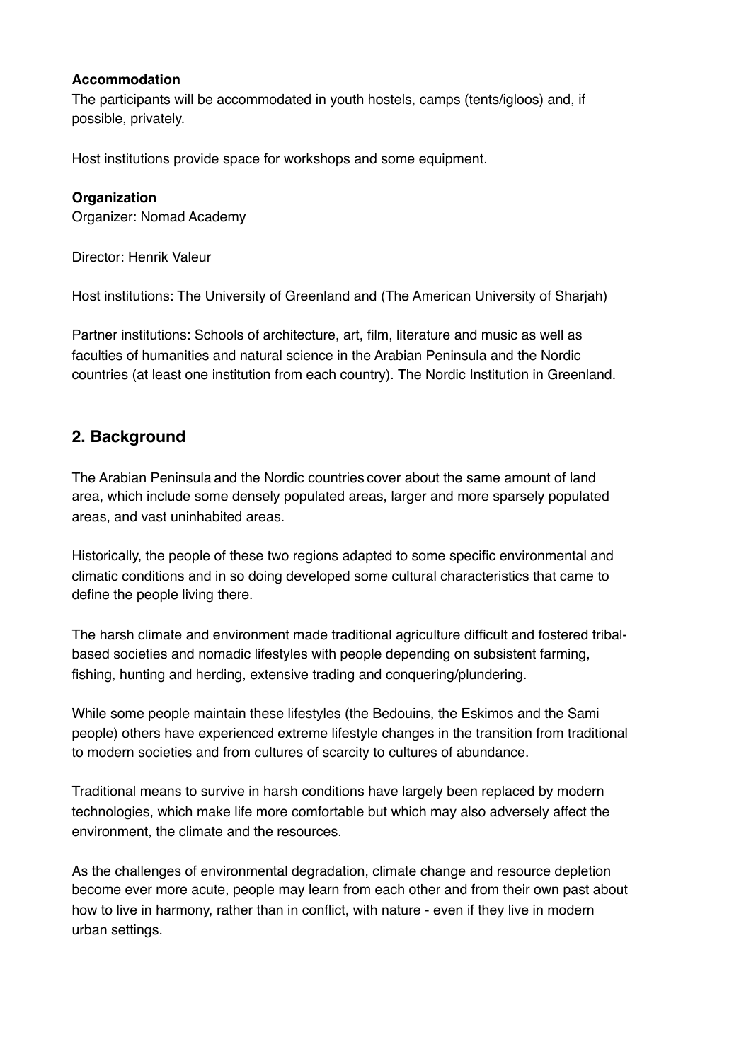**Accommodation**
The participants will be accommodated in youth hostels, camps (tents/igloos) and, if possible, privately.

Host institutions provide space for workshops and some equipment.

**Organization**
Organizer: Nomad Academy

Director: Henrik Valeur

Host institutions: The University of Greenland and (The American University of Sharjah)

Partner institutions: Schools of architecture, art, film, literature and music as well as faculties of humanities and natural science in the Arabian Peninsula and the Nordic countries (at least one institution from each country). The Nordic Institution in Greenland.

## 2. Background

The Arabian Peninsula and the Nordic countries cover about the same amount of land area, which include some densely populated areas, larger and more sparsely populated areas, and vast uninhabited areas.

Historically, the people of these two regions adapted to some specific environmental and climatic conditions and in so doing developed some cultural characteristics that came to define the people living there.

The harsh climate and environment made traditional agriculture difficult and fostered tribal-based societies and nomadic lifestyles with people depending on subsistent farming, fishing, hunting and herding, extensive trading and conquering/plundering.

While some people maintain these lifestyles (the Bedouins, the Eskimos and the Sami people) others have experienced extreme lifestyle changes in the transition from traditional to modern societies and from cultures of scarcity to cultures of abundance.

Traditional means to survive in harsh conditions have largely been replaced by modern technologies, which make life more comfortable but which may also adversely affect the environment, the climate and the resources.

As the challenges of environmental degradation, climate change and resource depletion become ever more acute, people may learn from each other and from their own past about how to live in harmony, rather than in conflict, with nature - even if they live in modern urban settings.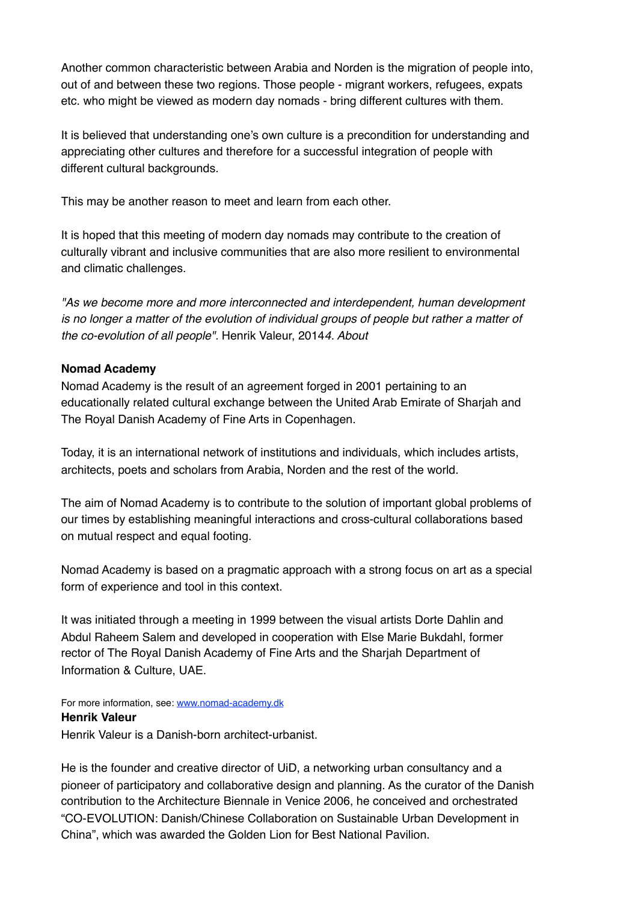Another common characteristic between Arabia and Norden is the migration of people into, out of and between these two regions. Those people - migrant workers, refugees, expats etc. who might be viewed as modern day nomads - bring different cultures with them.

It is believed that understanding one's own culture is a precondition for understanding and appreciating other cultures and therefore for a successful integration of people with different cultural backgrounds.

This may be another reason to meet and learn from each other.

It is hoped that this meeting of modern day nomads may contribute to the creation of culturally vibrant and inclusive communities that are also more resilient to environmental and climatic challenges.

*"As we become more and more interconnected and interdependent, human development is no longer a matter of the evolution of individual groups of people but rather a matter of the co-evolution of all people".* Henrik Valeur, 2014*4. About*

**Nomad Academy**

Nomad Academy is the result of an agreement forged in 2001 pertaining to an educationally related cultural exchange between the United Arab Emirate of Sharjah and The Royal Danish Academy of Fine Arts in Copenhagen.

Today, it is an international network of institutions and individuals, which includes artists, architects, poets and scholars from Arabia, Norden and the rest of the world.

The aim of Nomad Academy is to contribute to the solution of important global problems of our times by establishing meaningful interactions and cross-cultural collaborations based on mutual respect and equal footing.

Nomad Academy is based on a pragmatic approach with a strong focus on art as a special form of experience and tool in this context.

It was initiated through a meeting in 1999 between the visual artists Dorte Dahlin and Abdul Raheem Salem and developed in cooperation with Else Marie Bukdahl, former rector of The Royal Danish Academy of Fine Arts and the Sharjah Department of Information & Culture, UAE.

For more information, see: [www.nomad-academy.dk](http://www.nomad-academy.dk)

**Henrik Valeur**

Henrik Valeur is a Danish-born architect-urbanist.

He is the founder and creative director of UiD, a networking urban consultancy and a pioneer of participatory and collaborative design and planning. As the curator of the Danish contribution to the Architecture Biennale in Venice 2006, he conceived and orchestrated "CO-EVOLUTION: Danish/Chinese Collaboration on Sustainable Urban Development in China", which was awarded the Golden Lion for Best National Pavilion.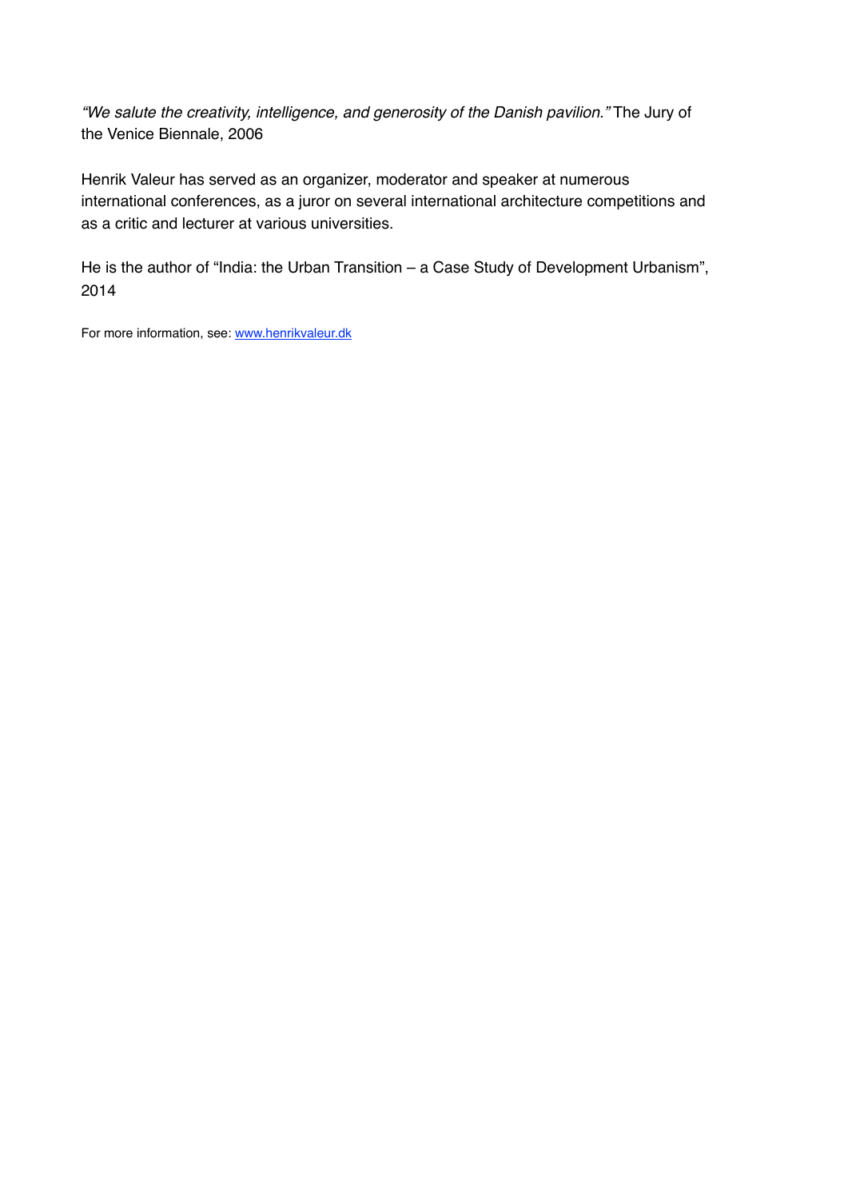*"We salute the creativity, intelligence, and generosity of the Danish pavilion."* The Jury of the Venice Biennale, 2006

Henrik Valeur has served as an organizer, moderator and speaker at numerous international conferences, as a juror on several international architecture competitions and as a critic and lecturer at various universities.

He is the author of "India: the Urban Transition – a Case Study of Development Urbanism", 2014

For more information, see: [www.henrikvaleur.dk](http://www.henrikvaleur.dk)